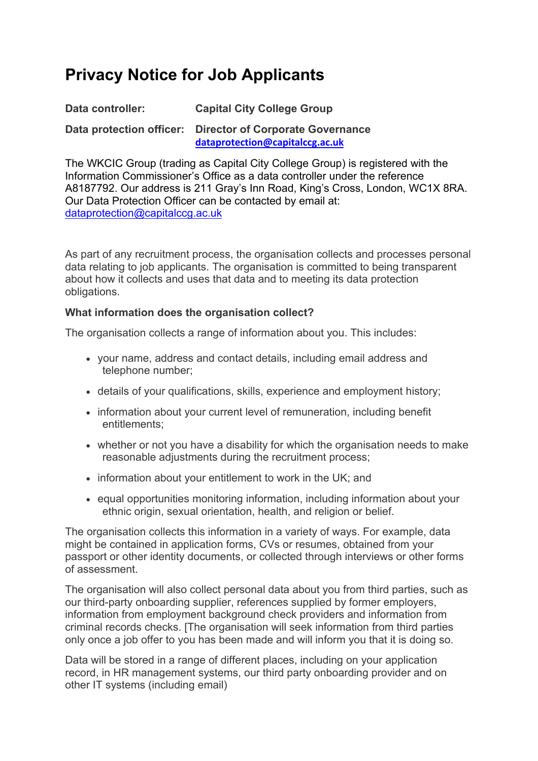# Privacy Notice for Job Applicants

**Data controller:** **Capital City College Group**

**Data protection officer:** **Director of Corporate Governance**
**dataprotection@capitalccg.ac.uk**

The WKCIC Group (trading as Capital City College Group) is registered with the Information Commissioner's Office as a data controller under the reference A8187792. Our address is 211 Gray's Inn Road, King's Cross, London, WC1X 8RA. Our Data Protection Officer can be contacted by email at: dataprotection@capitalccg.ac.uk

As part of any recruitment process, the organisation collects and processes personal data relating to job applicants. The organisation is committed to being transparent about how it collects and uses that data and to meeting its data protection obligations.

**What information does the organisation collect?**

The organisation collects a range of information about you. This includes:

- your name, address and contact details, including email address and telephone number;
- details of your qualifications, skills, experience and employment history;
- information about your current level of remuneration, including benefit entitlements;
- whether or not you have a disability for which the organisation needs to make reasonable adjustments during the recruitment process;
- information about your entitlement to work in the UK; and
- equal opportunities monitoring information, including information about your ethnic origin, sexual orientation, health, and religion or belief.

The organisation collects this information in a variety of ways. For example, data might be contained in application forms, CVs or resumes, obtained from your passport or other identity documents, or collected through interviews or other forms of assessment.

The organisation will also collect personal data about you from third parties, such as our third-party onboarding supplier, references supplied by former employers, information from employment background check providers and information from criminal records checks. [The organisation will seek information from third parties only once a job offer to you has been made and will inform you that it is doing so.

Data will be stored in a range of different places, including on your application record, in HR management systems, our third party onboarding provider and on other IT systems (including email)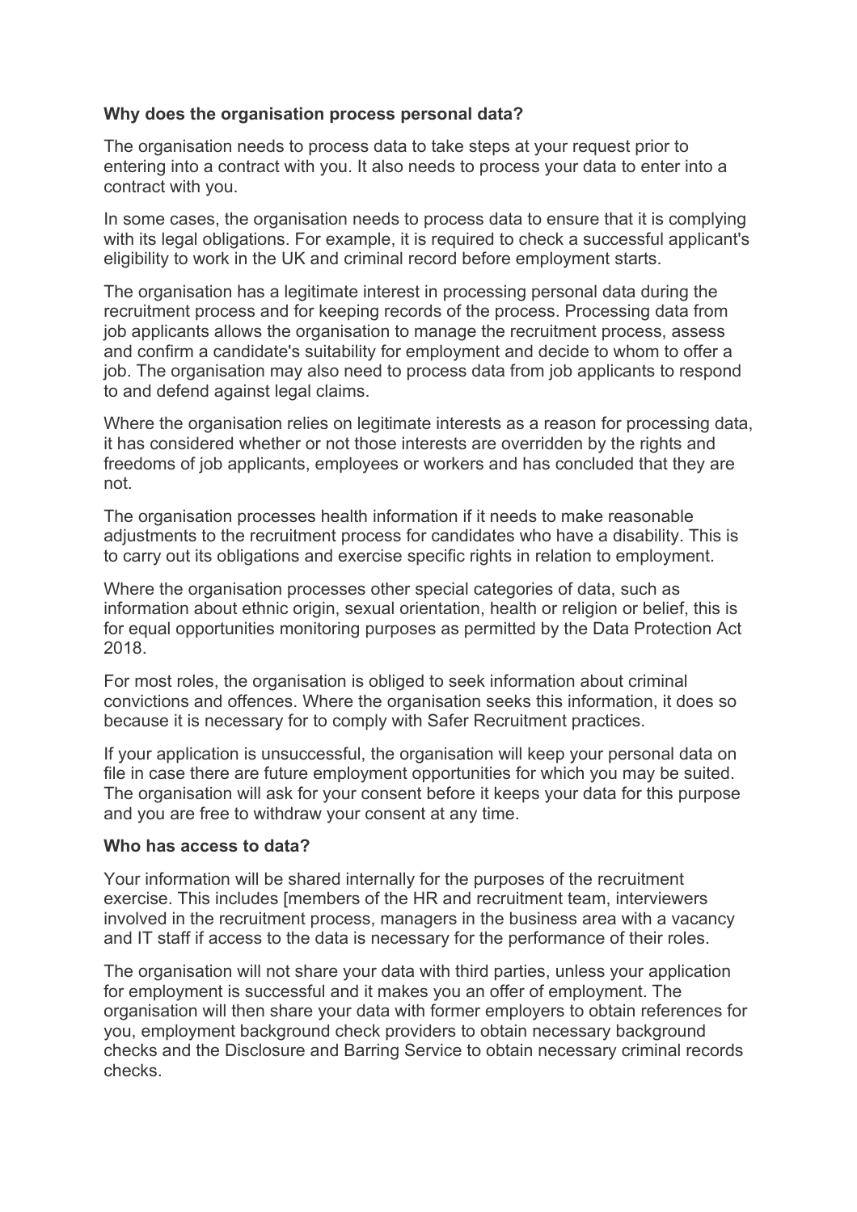**Why does the organisation process personal data?**

The organisation needs to process data to take steps at your request prior to entering into a contract with you. It also needs to process your data to enter into a contract with you.

In some cases, the organisation needs to process data to ensure that it is complying with its legal obligations. For example, it is required to check a successful applicant's eligibility to work in the UK and criminal record before employment starts.

The organisation has a legitimate interest in processing personal data during the recruitment process and for keeping records of the process. Processing data from job applicants allows the organisation to manage the recruitment process, assess and confirm a candidate's suitability for employment and decide to whom to offer a job. The organisation may also need to process data from job applicants to respond to and defend against legal claims.

Where the organisation relies on legitimate interests as a reason for processing data, it has considered whether or not those interests are overridden by the rights and freedoms of job applicants, employees or workers and has concluded that they are not.

The organisation processes health information if it needs to make reasonable adjustments to the recruitment process for candidates who have a disability. This is to carry out its obligations and exercise specific rights in relation to employment.

Where the organisation processes other special categories of data, such as information about ethnic origin, sexual orientation, health or religion or belief, this is for equal opportunities monitoring purposes as permitted by the Data Protection Act 2018.

For most roles, the organisation is obliged to seek information about criminal convictions and offences. Where the organisation seeks this information, it does so because it is necessary for to comply with Safer Recruitment practices.

If your application is unsuccessful, the organisation will keep your personal data on file in case there are future employment opportunities for which you may be suited. The organisation will ask for your consent before it keeps your data for this purpose and you are free to withdraw your consent at any time.

**Who has access to data?**

Your information will be shared internally for the purposes of the recruitment exercise. This includes [members of the HR and recruitment team, interviewers involved in the recruitment process, managers in the business area with a vacancy and IT staff if access to the data is necessary for the performance of their roles.

The organisation will not share your data with third parties, unless your application for employment is successful and it makes you an offer of employment. The organisation will then share your data with former employers to obtain references for you, employment background check providers to obtain necessary background checks and the Disclosure and Barring Service to obtain necessary criminal records checks.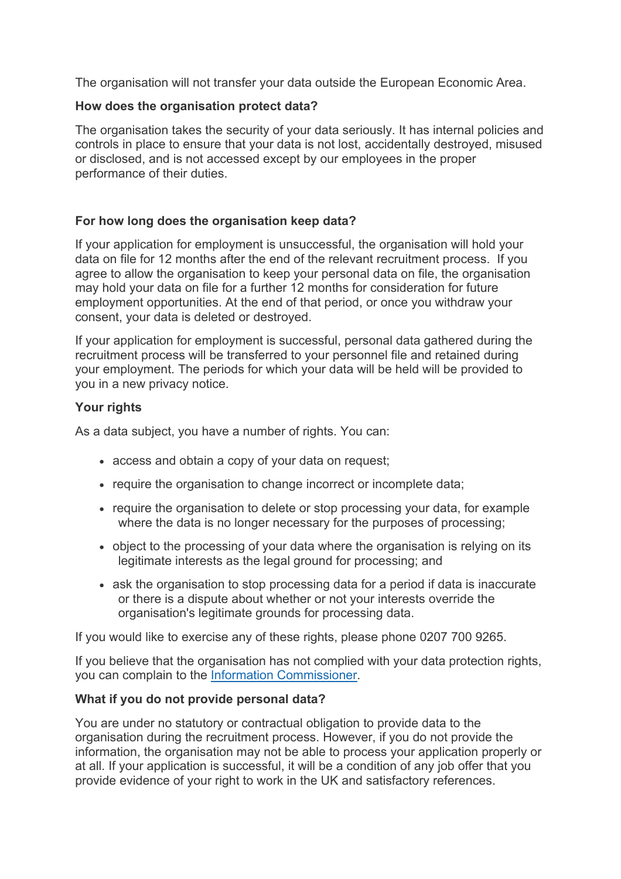The organisation will not transfer your data outside the European Economic Area.

**How does the organisation protect data?**

The organisation takes the security of your data seriously. It has internal policies and controls in place to ensure that your data is not lost, accidentally destroyed, misused or disclosed, and is not accessed except by our employees in the proper performance of their duties.

**For how long does the organisation keep data?**

If your application for employment is unsuccessful, the organisation will hold your data on file for 12 months after the end of the relevant recruitment process. If you agree to allow the organisation to keep your personal data on file, the organisation may hold your data on file for a further 12 months for consideration for future employment opportunities. At the end of that period, or once you withdraw your consent, your data is deleted or destroyed.

If your application for employment is successful, personal data gathered during the recruitment process will be transferred to your personnel file and retained during your employment. The periods for which your data will be held will be provided to you in a new privacy notice.

**Your rights**

As a data subject, you have a number of rights. You can:

- access and obtain a copy of your data on request;
- require the organisation to change incorrect or incomplete data;
- require the organisation to delete or stop processing your data, for example where the data is no longer necessary for the purposes of processing;
- object to the processing of your data where the organisation is relying on its legitimate interests as the legal ground for processing; and
- ask the organisation to stop processing data for a period if data is inaccurate or there is a dispute about whether or not your interests override the organisation's legitimate grounds for processing data.

If you would like to exercise any of these rights, please phone 0207 700 9265.

If you believe that the organisation has not complied with your data protection rights, you can complain to the Information Commissioner.

**What if you do not provide personal data?**

You are under no statutory or contractual obligation to provide data to the organisation during the recruitment process. However, if you do not provide the information, the organisation may not be able to process your application properly or at all. If your application is successful, it will be a condition of any job offer that you provide evidence of your right to work in the UK and satisfactory references.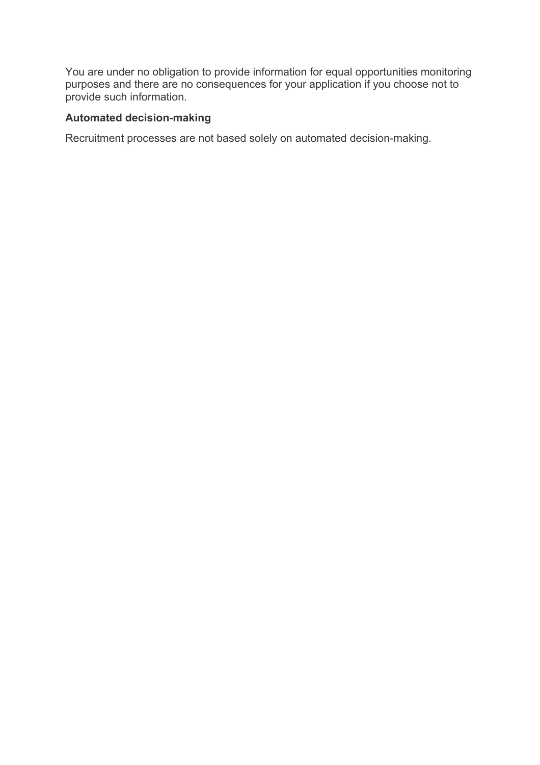You are under no obligation to provide information for equal opportunities monitoring purposes and there are no consequences for your application if you choose not to provide such information.

**Automated decision-making**

Recruitment processes are not based solely on automated decision-making.